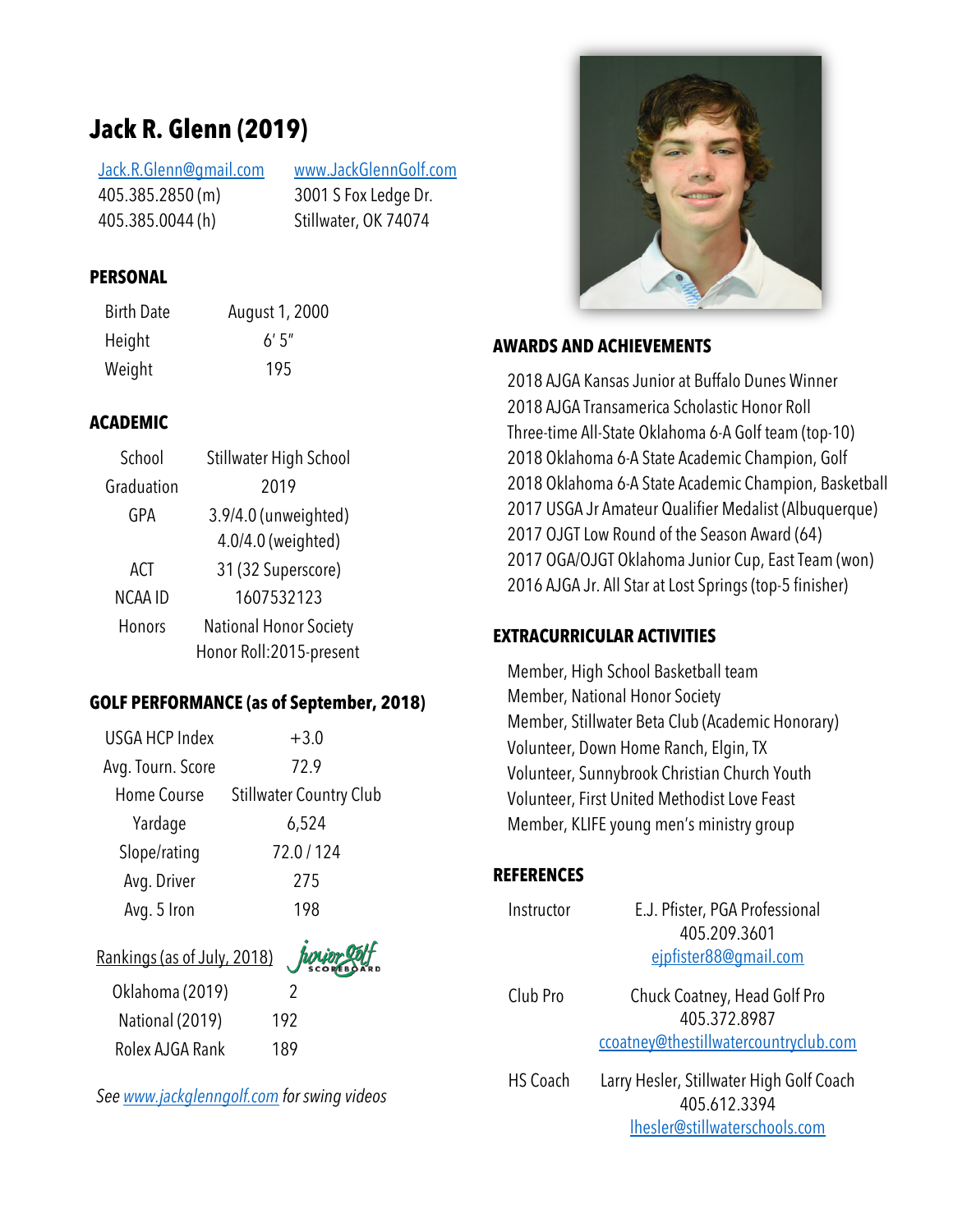# Jack R. Glenn (2019)

Jack.R.Glenn@gmail.com
405.385.2850 (m)
405.385.0044 (h)

www.JackGlennGolf.com
3001 S Fox Ledge Dr.
Stillwater, OK 74074

## PERSONAL

| | |
|---|---|
| Birth Date | August 1, 2000 |
| Height | 6′ 5″ |
| Weight | 195 |

## ACADEMIC

| | |
|---|---|
| School | Stillwater High School |
| Graduation | 2019 |
| GPA | 3.9/4.0 (unweighted)<br>4.0/4.0 (weighted) |
| ACT | 31 (32 Superscore) |
| NCAA ID | 1607532123 |
| Honors | National Honor Society<br>Honor Roll:2015-present |

## GOLF PERFORMANCE (as of September, 2018)

| | |
|---|---|
| USGA HCP Index | +3.0 |
| Avg. Tourn. Score | 72.9 |
| Home Course | Stillwater Country Club |
| Yardage | 6,524 |
| Slope/rating | 72.0 / 124 |
| Avg. Driver | 275 |
| Avg. 5 Iron | 198 |

Rankings (as of July, 2018) — Junior Golf Scoreboard

| | |
|---|---|
| Oklahoma (2019) | 2 |
| National (2019) | 192 |
| Rolex AJGA Rank | 189 |

*See www.jackglenngolf.com for swing videos*

## AWARDS AND ACHIEVEMENTS

- 2018 AJGA Kansas Junior at Buffalo Dunes Winner
- 2018 AJGA Transamerica Scholastic Honor Roll
- Three-time All-State Oklahoma 6-A Golf team (top-10)
- 2018 Oklahoma 6-A State Academic Champion, Golf
- 2018 Oklahoma 6-A State Academic Champion, Basketball
- 2017 USGA Jr Amateur Qualifier Medalist (Albuquerque)
- 2017 OJGT Low Round of the Season Award (64)
- 2017 OGA/OJGT Oklahoma Junior Cup, East Team (won)
- 2016 AJGA Jr. All Star at Lost Springs (top-5 finisher)

## EXTRACURRICULAR ACTIVITIES

- Member, High School Basketball team
- Member, National Honor Society
- Member, Stillwater Beta Club (Academic Honorary)
- Volunteer, Down Home Ranch, Elgin, TX
- Volunteer, Sunnybrook Christian Church Youth
- Volunteer, First United Methodist Love Feast
- Member, KLIFE young men's ministry group

## REFERENCES

| | |
|---|---|
| Instructor | E.J. Pfister, PGA Professional<br>405.209.3601<br>ejpfister88@gmail.com |
| Club Pro | Chuck Coatney, Head Golf Pro<br>405.372.8987<br>ccoatney@thestillwatercountryclub.com |
| HS Coach | Larry Hesler, Stillwater High Golf Coach<br>405.612.3394<br>lhesler@stillwaterschools.com |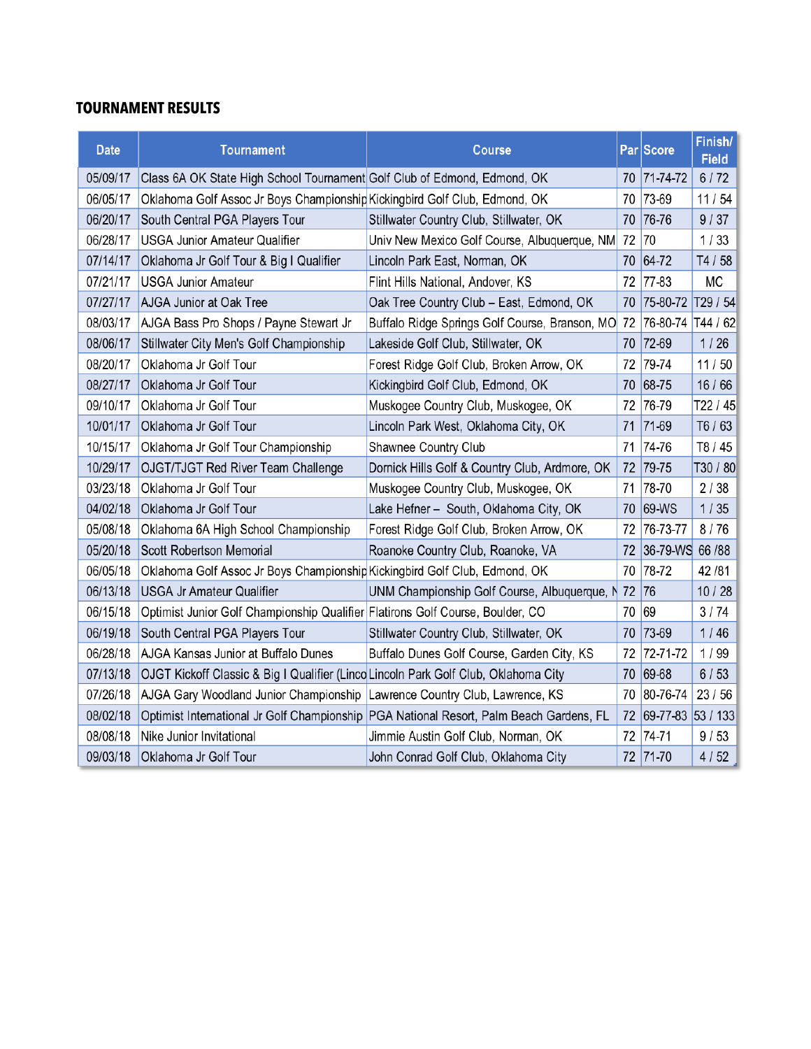## TOURNAMENT RESULTS

| Date | Tournament | Course | Par | Score | Finish/ Field |
|---|---|---|---|---|---|
| 05/09/17 | Class 6A OK State High School Tournament | Golf Club of Edmond, Edmond, OK | 70 | 71-74-72 | 6 / 72 |
| 06/05/17 | Oklahoma Golf Assoc Jr Boys Championship | Kickingbird Golf Club, Edmond, OK | 70 | 73-69 | 11 / 54 |
| 06/20/17 | South Central PGA Players Tour | Stillwater Country Club, Stillwater, OK | 70 | 76-76 | 9 / 37 |
| 06/28/17 | USGA Junior Amateur Qualifier | Univ New Mexico Golf Course, Albuquerque, NM | 72 | 70 | 1 / 33 |
| 07/14/17 | Oklahoma Jr Golf Tour & Big I Qualifier | Lincoln Park East, Norman, OK | 70 | 64-72 | T4 / 58 |
| 07/21/17 | USGA Junior Amateur | Flint Hills National, Andover, KS | 72 | 77-83 | MC |
| 07/27/17 | AJGA Junior at Oak Tree | Oak Tree Country Club – East, Edmond, OK | 70 | 75-80-72 | T29 / 54 |
| 08/03/17 | AJGA Bass Pro Shops / Payne Stewart Jr | Buffalo Ridge Springs Golf Course, Branson, MO | 72 | 76-80-74 | T44 / 62 |
| 08/06/17 | Stillwater City Men's Golf Championship | Lakeside Golf Club, Stillwater, OK | 70 | 72-69 | 1 / 26 |
| 08/20/17 | Oklahoma Jr Golf Tour | Forest Ridge Golf Club, Broken Arrow, OK | 72 | 79-74 | 11 / 50 |
| 08/27/17 | Oklahoma Jr Golf Tour | Kickingbird Golf Club, Edmond, OK | 70 | 68-75 | 16 / 66 |
| 09/10/17 | Oklahoma Jr Golf Tour | Muskogee Country Club, Muskogee, OK | 72 | 76-79 | T22 / 45 |
| 10/01/17 | Oklahoma Jr Golf Tour | Lincoln Park West, Oklahoma City, OK | 71 | 71-69 | T6 / 63 |
| 10/15/17 | Oklahoma Jr Golf Tour Championship | Shawnee Country Club | 71 | 74-76 | T8 / 45 |
| 10/29/17 | OJGT/TJGT Red River Team Challenge | Dornick Hills Golf & Country Club, Ardmore, OK | 72 | 79-75 | T30 / 80 |
| 03/23/18 | Oklahoma Jr Golf Tour | Muskogee Country Club, Muskogee, OK | 71 | 78-70 | 2 / 38 |
| 04/02/18 | Oklahoma Jr Golf Tour | Lake Hefner – South, Oklahoma City, OK | 70 | 69-WS | 1 / 35 |
| 05/08/18 | Oklahoma 6A High School Championship | Forest Ridge Golf Club, Broken Arrow, OK | 72 | 76-73-77 | 8 / 76 |
| 05/20/18 | Scott Robertson Memorial | Roanoke Country Club, Roanoke, VA | 72 | 36-79-WS | 66 /88 |
| 06/05/18 | Oklahoma Golf Assoc Jr Boys Championship | Kickingbird Golf Club, Edmond, OK | 70 | 78-72 | 42 /81 |
| 06/13/18 | USGA Jr Amateur Qualifier | UNM Championship Golf Course, Albuquerque, N | 72 | 76 | 10 / 28 |
| 06/15/18 | Optimist Junior Golf Championship Qualifier | Flatirons Golf Course, Boulder, CO | 70 | 69 | 3 / 74 |
| 06/19/18 | South Central PGA Players Tour | Stillwater Country Club, Stillwater, OK | 70 | 73-69 | 1 / 46 |
| 06/28/18 | AJGA Kansas Junior at Buffalo Dunes | Buffalo Dunes Golf Course, Garden City, KS | 72 | 72-71-72 | 1 / 99 |
| 07/13/18 | OJGT Kickoff Classic & Big I Qualifier (Linco | Lincoln Park Golf Club, Oklahoma City | 70 | 69-68 | 6 / 53 |
| 07/26/18 | AJGA Gary Woodland Junior Championship | Lawrence Country Club, Lawrence, KS | 70 | 80-76-74 | 23 / 56 |
| 08/02/18 | Optimist International Jr Golf Championship | PGA National Resort, Palm Beach Gardens, FL | 72 | 69-77-83 | 53 / 133 |
| 08/08/18 | Nike Junior Invitational | Jimmie Austin Golf Club, Norman, OK | 72 | 74-71 | 9 / 53 |
| 09/03/18 | Oklahoma Jr Golf Tour | John Conrad Golf Club, Oklahoma City | 72 | 71-70 | 4 / 52 |